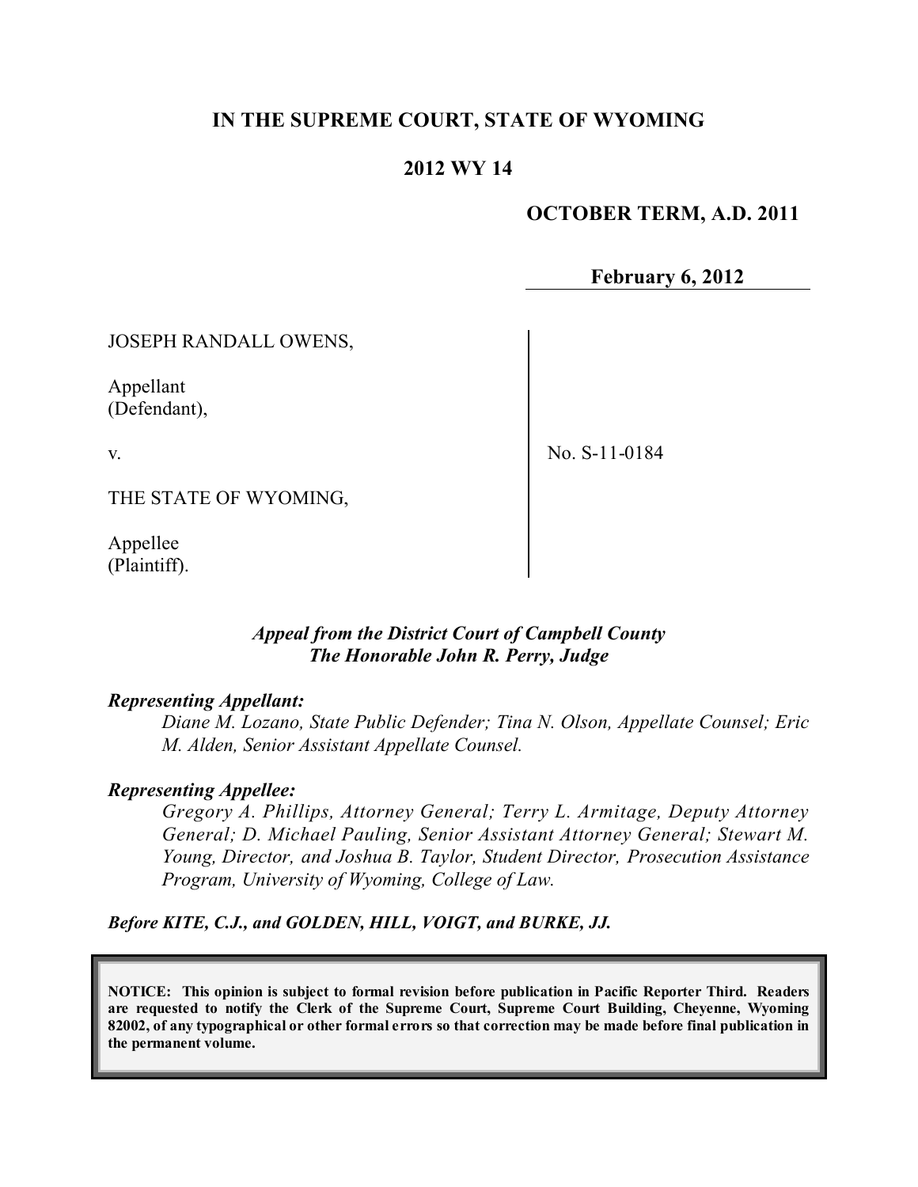# IN THE SUPREME COURT, STATE OF WYOMING

## 2012 WY 14

**OCTOBER TERM, A.D. 2011**

**February 6, 2012**

JOSEPH RANDALL OWENS,

Appellant
(Defendant),

v.

THE STATE OF WYOMING,

Appellee
(Plaintiff).

No. S-11-0184

*Appeal from the District Court of Campbell County*
*The Honorable John R. Perry, Judge*

***Representing Appellant:***

*Diane M. Lozano, State Public Defender; Tina N. Olson, Appellate Counsel; Eric M. Alden, Senior Assistant Appellate Counsel.*

***Representing Appellee:***

*Gregory A. Phillips, Attorney General; Terry L. Armitage, Deputy Attorney General; D. Michael Pauling, Senior Assistant Attorney General; Stewart M. Young, Director, and Joshua B. Taylor, Student Director, Prosecution Assistance Program, University of Wyoming, College of Law.*

***Before KITE, C.J., and GOLDEN, HILL, VOIGT, and BURKE, JJ.***

**NOTICE: This opinion is subject to formal revision before publication in Pacific Reporter Third. Readers are requested to notify the Clerk of the Supreme Court, Supreme Court Building, Cheyenne, Wyoming 82002, of any typographical or other formal errors so that correction may be made before final publication in the permanent volume.**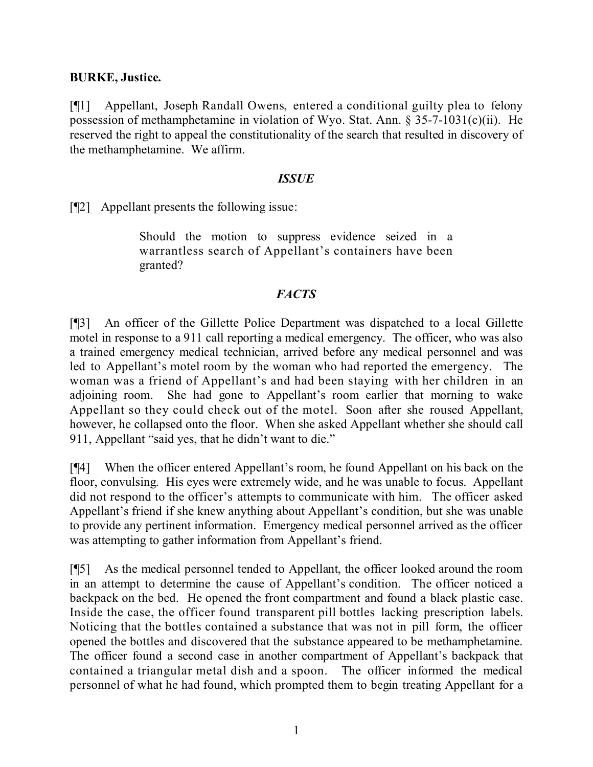**BURKE, Justice.**

[¶1] Appellant, Joseph Randall Owens, entered a conditional guilty plea to felony possession of methamphetamine in violation of Wyo. Stat. Ann. § 35-7-1031(c)(ii). He reserved the right to appeal the constitutionality of the search that resulted in discovery of the methamphetamine. We affirm.

### *ISSUE*

[¶2] Appellant presents the following issue:

> Should the motion to suppress evidence seized in a warrantless search of Appellant's containers have been granted?

### *FACTS*

[¶3] An officer of the Gillette Police Department was dispatched to a local Gillette motel in response to a 911 call reporting a medical emergency. The officer, who was also a trained emergency medical technician, arrived before any medical personnel and was led to Appellant's motel room by the woman who had reported the emergency. The woman was a friend of Appellant's and had been staying with her children in an adjoining room. She had gone to Appellant's room earlier that morning to wake Appellant so they could check out of the motel. Soon after she roused Appellant, however, he collapsed onto the floor. When she asked Appellant whether she should call 911, Appellant "said yes, that he didn't want to die."

[¶4] When the officer entered Appellant's room, he found Appellant on his back on the floor, convulsing. His eyes were extremely wide, and he was unable to focus. Appellant did not respond to the officer's attempts to communicate with him. The officer asked Appellant's friend if she knew anything about Appellant's condition, but she was unable to provide any pertinent information. Emergency medical personnel arrived as the officer was attempting to gather information from Appellant's friend.

[¶5] As the medical personnel tended to Appellant, the officer looked around the room in an attempt to determine the cause of Appellant's condition. The officer noticed a backpack on the bed. He opened the front compartment and found a black plastic case. Inside the case, the officer found transparent pill bottles lacking prescription labels. Noticing that the bottles contained a substance that was not in pill form, the officer opened the bottles and discovered that the substance appeared to be methamphetamine. The officer found a second case in another compartment of Appellant's backpack that contained a triangular metal dish and a spoon. The officer informed the medical personnel of what he had found, which prompted them to begin treating Appellant for a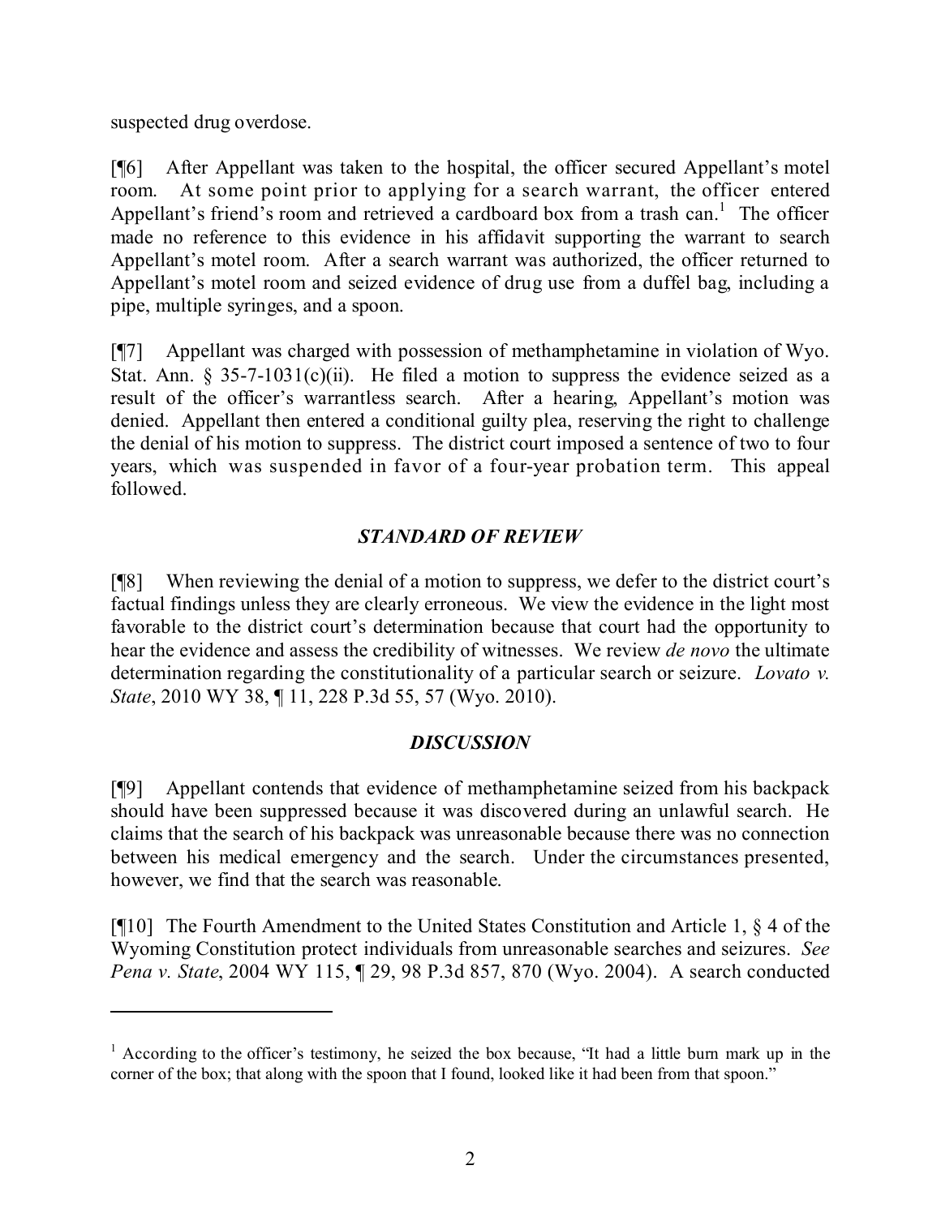suspected drug overdose.

[¶6] After Appellant was taken to the hospital, the officer secured Appellant's motel room. At some point prior to applying for a search warrant, the officer entered Appellant's friend's room and retrieved a cardboard box from a trash can.[1] The officer made no reference to this evidence in his affidavit supporting the warrant to search Appellant's motel room. After a search warrant was authorized, the officer returned to Appellant's motel room and seized evidence of drug use from a duffel bag, including a pipe, multiple syringes, and a spoon.

[¶7] Appellant was charged with possession of methamphetamine in violation of Wyo. Stat. Ann. § 35-7-1031(c)(ii). He filed a motion to suppress the evidence seized as a result of the officer's warrantless search. After a hearing, Appellant's motion was denied. Appellant then entered a conditional guilty plea, reserving the right to challenge the denial of his motion to suppress. The district court imposed a sentence of two to four years, which was suspended in favor of a four-year probation term. This appeal followed.

## *STANDARD OF REVIEW*

[¶8] When reviewing the denial of a motion to suppress, we defer to the district court's factual findings unless they are clearly erroneous. We view the evidence in the light most favorable to the district court's determination because that court had the opportunity to hear the evidence and assess the credibility of witnesses. We review *de novo* the ultimate determination regarding the constitutionality of a particular search or seizure. *Lovato v. State*, 2010 WY 38, ¶ 11, 228 P.3d 55, 57 (Wyo. 2010).

## *DISCUSSION*

[¶9] Appellant contends that evidence of methamphetamine seized from his backpack should have been suppressed because it was discovered during an unlawful search. He claims that the search of his backpack was unreasonable because there was no connection between his medical emergency and the search. Under the circumstances presented, however, we find that the search was reasonable.

[¶10] The Fourth Amendment to the United States Constitution and Article 1, § 4 of the Wyoming Constitution protect individuals from unreasonable searches and seizures. *See Pena v. State*, 2004 WY 115, ¶ 29, 98 P.3d 857, 870 (Wyo. 2004). A search conducted

---

[1] According to the officer's testimony, he seized the box because, "It had a little burn mark up in the corner of the box; that along with the spoon that I found, looked like it had been from that spoon."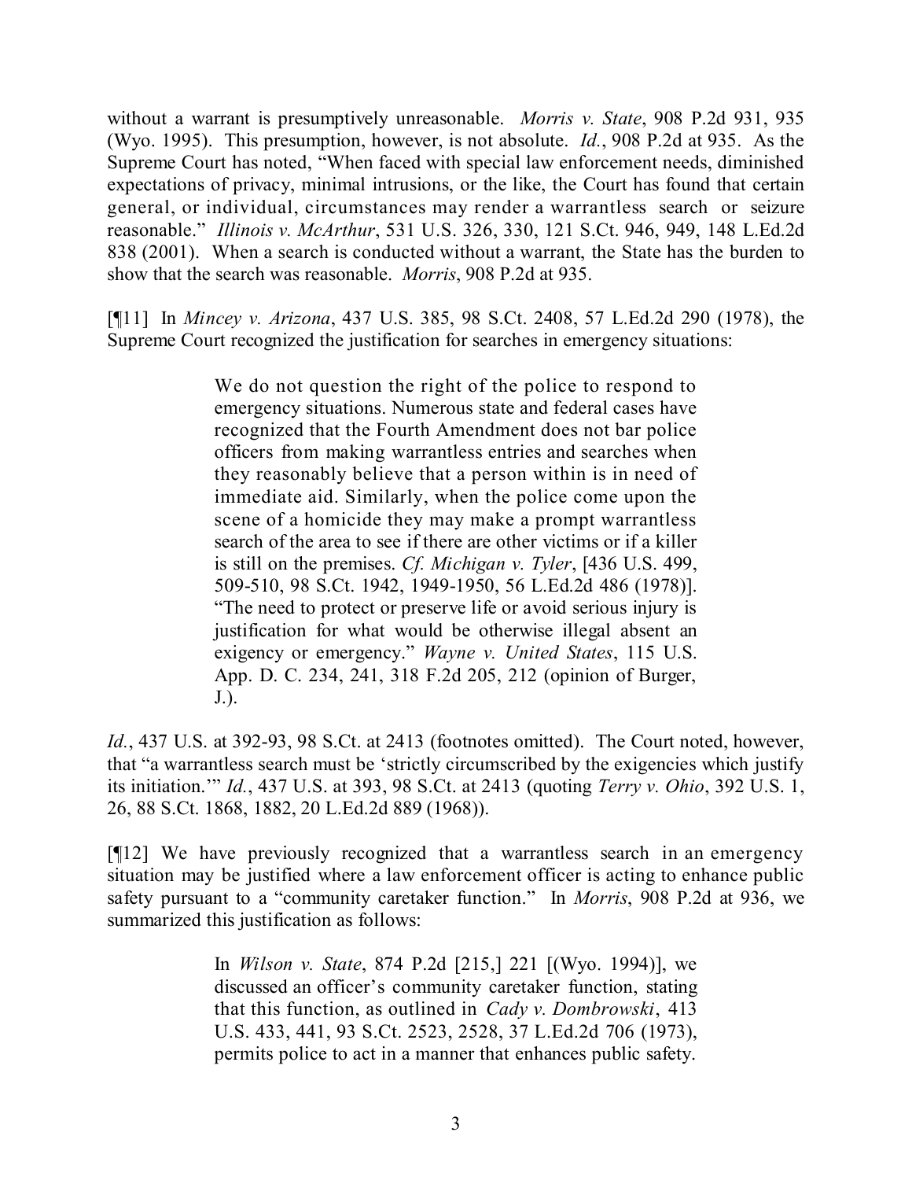without a warrant is presumptively unreasonable. *Morris v. State*, 908 P.2d 931, 935 (Wyo. 1995). This presumption, however, is not absolute. *Id.*, 908 P.2d at 935. As the Supreme Court has noted, "When faced with special law enforcement needs, diminished expectations of privacy, minimal intrusions, or the like, the Court has found that certain general, or individual, circumstances may render a warrantless search or seizure reasonable." *Illinois v. McArthur*, 531 U.S. 326, 330, 121 S.Ct. 946, 949, 148 L.Ed.2d 838 (2001). When a search is conducted without a warrant, the State has the burden to show that the search was reasonable. *Morris*, 908 P.2d at 935.

[¶11] In *Mincey v. Arizona*, 437 U.S. 385, 98 S.Ct. 2408, 57 L.Ed.2d 290 (1978), the Supreme Court recognized the justification for searches in emergency situations:

> We do not question the right of the police to respond to emergency situations. Numerous state and federal cases have recognized that the Fourth Amendment does not bar police officers from making warrantless entries and searches when they reasonably believe that a person within is in need of immediate aid. Similarly, when the police come upon the scene of a homicide they may make a prompt warrantless search of the area to see if there are other victims or if a killer is still on the premises. *Cf. Michigan v. Tyler*, [436 U.S. 499, 509-510, 98 S.Ct. 1942, 1949-1950, 56 L.Ed.2d 486 (1978)]. "The need to protect or preserve life or avoid serious injury is justification for what would be otherwise illegal absent an exigency or emergency." *Wayne v. United States*, 115 U.S. App. D. C. 234, 241, 318 F.2d 205, 212 (opinion of Burger, J.).

*Id.*, 437 U.S. at 392-93, 98 S.Ct. at 2413 (footnotes omitted). The Court noted, however, that "a warrantless search must be 'strictly circumscribed by the exigencies which justify its initiation.'" *Id.*, 437 U.S. at 393, 98 S.Ct. at 2413 (quoting *Terry v. Ohio*, 392 U.S. 1, 26, 88 S.Ct. 1868, 1882, 20 L.Ed.2d 889 (1968)).

[¶12] We have previously recognized that a warrantless search in an emergency situation may be justified where a law enforcement officer is acting to enhance public safety pursuant to a "community caretaker function." In *Morris*, 908 P.2d at 936, we summarized this justification as follows:

> In *Wilson v. State*, 874 P.2d [215,] 221 [(Wyo. 1994)], we discussed an officer's community caretaker function, stating that this function, as outlined in *Cady v. Dombrowski*, 413 U.S. 433, 441, 93 S.Ct. 2523, 2528, 37 L.Ed.2d 706 (1973), permits police to act in a manner that enhances public safety.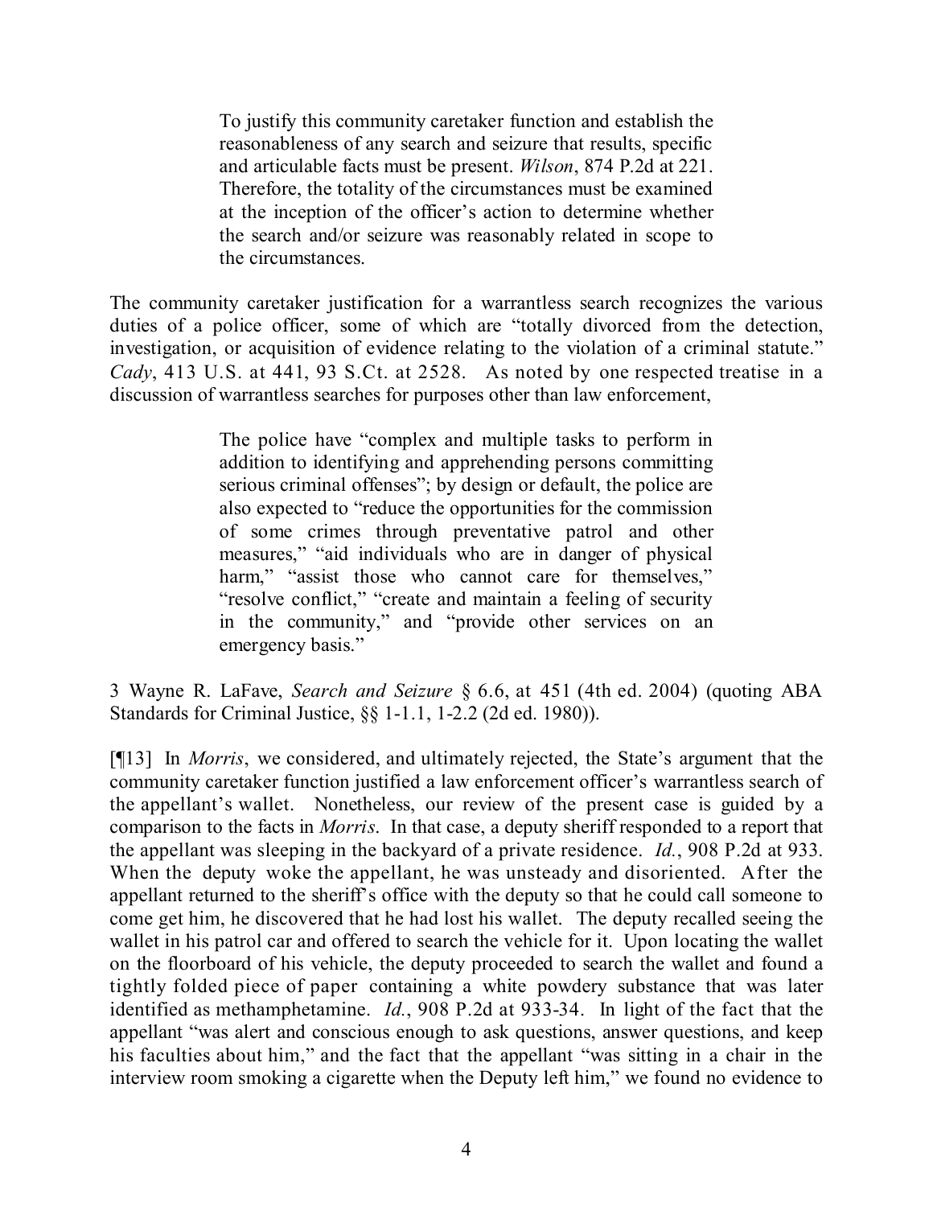> To justify this community caretaker function and establish the reasonableness of any search and seizure that results, specific and articulable facts must be present. *Wilson*, 874 P.2d at 221. Therefore, the totality of the circumstances must be examined at the inception of the officer's action to determine whether the search and/or seizure was reasonably related in scope to the circumstances.

The community caretaker justification for a warrantless search recognizes the various duties of a police officer, some of which are "totally divorced from the detection, investigation, or acquisition of evidence relating to the violation of a criminal statute." *Cady*, 413 U.S. at 441, 93 S.Ct. at 2528. As noted by one respected treatise in a discussion of warrantless searches for purposes other than law enforcement,

> The police have "complex and multiple tasks to perform in addition to identifying and apprehending persons committing serious criminal offenses"; by design or default, the police are also expected to "reduce the opportunities for the commission of some crimes through preventative patrol and other measures," "aid individuals who are in danger of physical harm," "assist those who cannot care for themselves," "resolve conflict," "create and maintain a feeling of security in the community," and "provide other services on an emergency basis."

3 Wayne R. LaFave, *Search and Seizure* § 6.6, at 451 (4th ed. 2004) (quoting ABA Standards for Criminal Justice, §§ 1-1.1, 1-2.2 (2d ed. 1980)).

[¶13] In *Morris*, we considered, and ultimately rejected, the State's argument that the community caretaker function justified a law enforcement officer's warrantless search of the appellant's wallet. Nonetheless, our review of the present case is guided by a comparison to the facts in *Morris*. In that case, a deputy sheriff responded to a report that the appellant was sleeping in the backyard of a private residence. *Id.*, 908 P.2d at 933. When the deputy woke the appellant, he was unsteady and disoriented. After the appellant returned to the sheriff's office with the deputy so that he could call someone to come get him, he discovered that he had lost his wallet. The deputy recalled seeing the wallet in his patrol car and offered to search the vehicle for it. Upon locating the wallet on the floorboard of his vehicle, the deputy proceeded to search the wallet and found a tightly folded piece of paper containing a white powdery substance that was later identified as methamphetamine. *Id.*, 908 P.2d at 933-34. In light of the fact that the appellant "was alert and conscious enough to ask questions, answer questions, and keep his faculties about him," and the fact that the appellant "was sitting in a chair in the interview room smoking a cigarette when the Deputy left him," we found no evidence to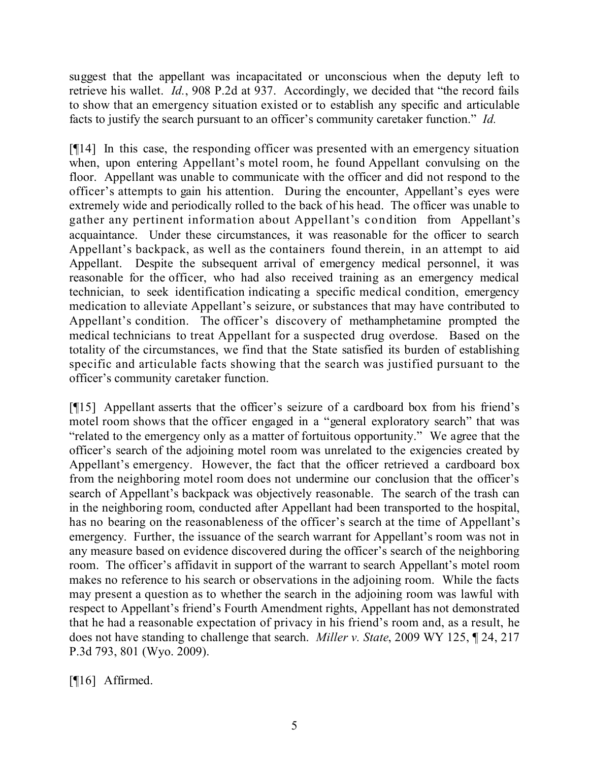suggest that the appellant was incapacitated or unconscious when the deputy left to retrieve his wallet. *Id.*, 908 P.2d at 937. Accordingly, we decided that "the record fails to show that an emergency situation existed or to establish any specific and articulable facts to justify the search pursuant to an officer's community caretaker function." *Id.*

[¶14] In this case, the responding officer was presented with an emergency situation when, upon entering Appellant's motel room, he found Appellant convulsing on the floor. Appellant was unable to communicate with the officer and did not respond to the officer's attempts to gain his attention. During the encounter, Appellant's eyes were extremely wide and periodically rolled to the back of his head. The officer was unable to gather any pertinent information about Appellant's condition from Appellant's acquaintance. Under these circumstances, it was reasonable for the officer to search Appellant's backpack, as well as the containers found therein, in an attempt to aid Appellant. Despite the subsequent arrival of emergency medical personnel, it was reasonable for the officer, who had also received training as an emergency medical technician, to seek identification indicating a specific medical condition, emergency medication to alleviate Appellant's seizure, or substances that may have contributed to Appellant's condition. The officer's discovery of methamphetamine prompted the medical technicians to treat Appellant for a suspected drug overdose. Based on the totality of the circumstances, we find that the State satisfied its burden of establishing specific and articulable facts showing that the search was justified pursuant to the officer's community caretaker function.

[¶15] Appellant asserts that the officer's seizure of a cardboard box from his friend's motel room shows that the officer engaged in a "general exploratory search" that was "related to the emergency only as a matter of fortuitous opportunity." We agree that the officer's search of the adjoining motel room was unrelated to the exigencies created by Appellant's emergency. However, the fact that the officer retrieved a cardboard box from the neighboring motel room does not undermine our conclusion that the officer's search of Appellant's backpack was objectively reasonable. The search of the trash can in the neighboring room, conducted after Appellant had been transported to the hospital, has no bearing on the reasonableness of the officer's search at the time of Appellant's emergency. Further, the issuance of the search warrant for Appellant's room was not in any measure based on evidence discovered during the officer's search of the neighboring room. The officer's affidavit in support of the warrant to search Appellant's motel room makes no reference to his search or observations in the adjoining room. While the facts may present a question as to whether the search in the adjoining room was lawful with respect to Appellant's friend's Fourth Amendment rights, Appellant has not demonstrated that he had a reasonable expectation of privacy in his friend's room and, as a result, he does not have standing to challenge that search. *Miller v. State*, 2009 WY 125, ¶ 24, 217 P.3d 793, 801 (Wyo. 2009).

[¶16] Affirmed.